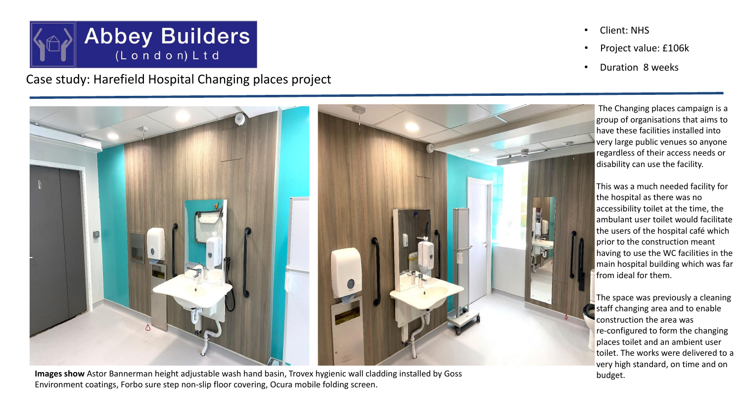# Abbey Builders (London) Ltd

## Case study: Harefield Hospital Changing places project

- Client: NHS
- Project value: £106k
- Duration 8 weeks

**Images show** Astor Bannerman height adjustable wash hand basin, Trovex hygienic wall cladding installed by Goss Environment coatings, Forbo sure step non-slip floor covering, Ocura mobile folding screen.

The Changing places campaign is a group of organisations that aims to have these facilities installed into very large public venues so anyone regardless of their access needs or disability can use the facility.

This was a much needed facility for the hospital as there was no accessibility toilet at the time, the ambulant user toilet would facilitate the users of the hospital café which prior to the construction meant having to use the WC facilities in the main hospital building which was far from ideal for them.

The space was previously a cleaning staff changing area and to enable construction the area was re-configured to form the changing places toilet and an ambient user toilet. The works were delivered to a very high standard, on time and on budget.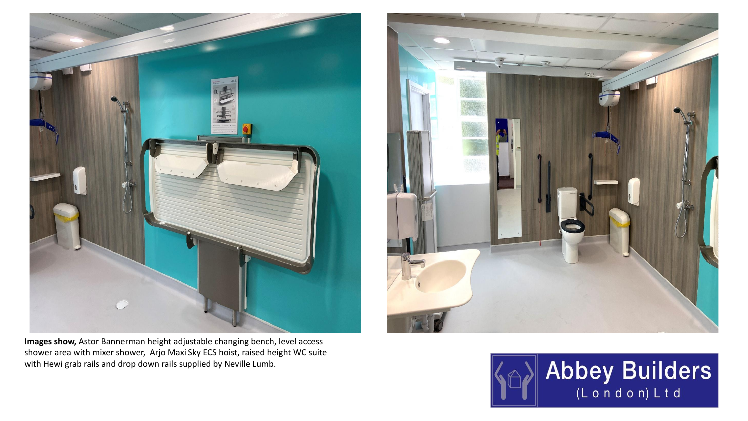**Images show,** Astor Bannerman height adjustable changing bench, level access shower area with mixer shower, Arjo Maxi Sky ECS hoist, raised height WC suite with Hewi grab rails and drop down rails supplied by Neville Lumb.

Abbey Builders (London) Ltd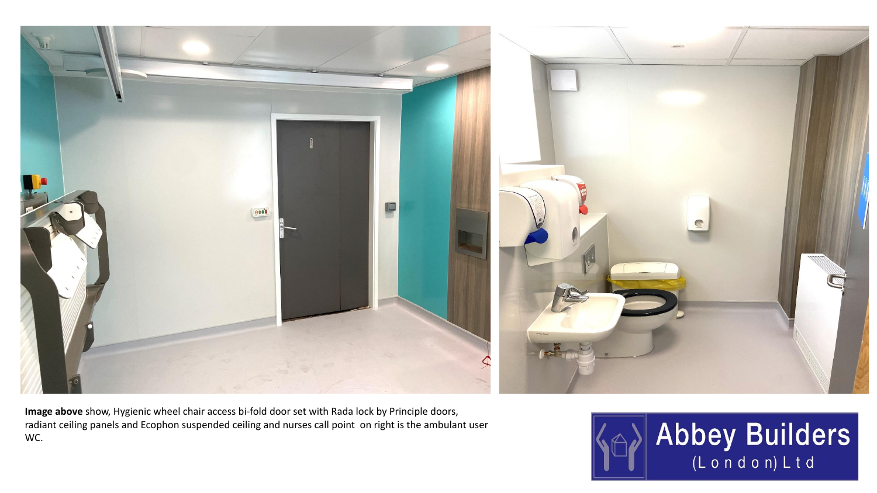**Image above** show, Hygienic wheel chair access bi-fold door set with Rada lock by Principle doors, radiant ceiling panels and Ecophon suspended ceiling and nurses call point on right is the ambulant user WC.

Abbey Builders (London) Ltd